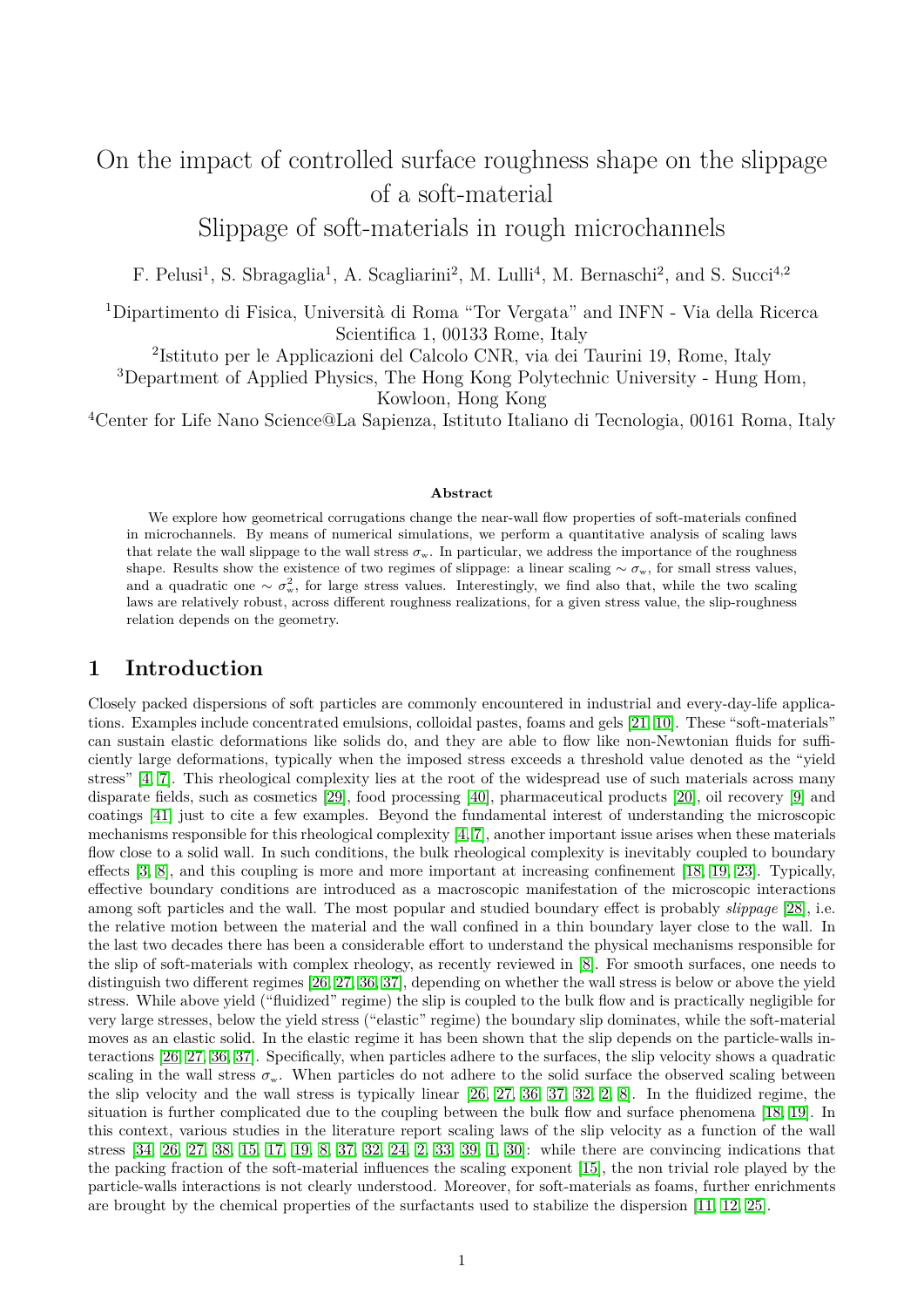# On the impact of controlled surface roughness shape on the slippage of a soft-material
## Slippage of soft-materials in rough microchannels

F. Pelusi[1], S. Sbragaglia[1], A. Scagliarini[2], M. Lulli[4], M. Bernaschi[2], and S. Succi[4,2]

[1]Dipartimento di Fisica, Università di Roma "Tor Vergata" and INFN - Via della Ricerca Scientifica 1, 00133 Rome, Italy

[2]Istituto per le Applicazioni del Calcolo CNR, via dei Taurini 19, Rome, Italy

[3]Department of Applied Physics, The Hong Kong Polytechnic University - Hung Hom, Kowloon, Hong Kong

[4]Center for Life Nano Science@La Sapienza, Istituto Italiano di Tecnologia, 00161 Roma, Italy

**Abstract**

We explore how geometrical corrugations change the near-wall flow properties of soft-materials confined in microchannels. By means of numerical simulations, we perform a quantitative analysis of scaling laws that relate the wall slippage to the wall stress $\sigma_w$. In particular, we address the importance of the roughness shape. Results show the existence of two regimes of slippage: a linear scaling $\sim \sigma_w$, for small stress values, and a quadratic one $\sim \sigma_w^2$, for large stress values. Interestingly, we find also that, while the two scaling laws are relatively robust, across different roughness realizations, for a given stress value, the slip-roughness relation depends on the geometry.

## 1 Introduction

Closely packed dispersions of soft particles are commonly encountered in industrial and every-day-life applications. Examples include concentrated emulsions, colloidal pastes, foams and gels [21, 10]. These "soft-materials" can sustain elastic deformations like solids do, and they are able to flow like non-Newtonian fluids for sufficiently large deformations, typically when the imposed stress exceeds a threshold value denoted as the "yield stress" [4, 7]. This rheological complexity lies at the root of the widespread use of such materials across many disparate fields, such as cosmetics [29], food processing [40], pharmaceutical products [20], oil recovery [9] and coatings [41] just to cite a few examples. Beyond the fundamental interest of understanding the microscopic mechanisms responsible for this rheological complexity [4, 7], another important issue arises when these materials flow close to a solid wall. In such conditions, the bulk rheological complexity is inevitably coupled to boundary effects [3, 8], and this coupling is more and more important at increasing confinement [18, 19, 23]. Typically, effective boundary conditions are introduced as a macroscopic manifestation of the microscopic interactions among soft particles and the wall. The most popular and studied boundary effect is probably *slippage* [28], i.e. the relative motion between the material and the wall confined in a thin boundary layer close to the wall. In the last two decades there has been a considerable effort to understand the physical mechanisms responsible for the slip of soft-materials with complex rheology, as recently reviewed in [8]. For smooth surfaces, one needs to distinguish two different regimes [26, 27, 36, 37], depending on whether the wall stress is below or above the yield stress. While above yield ("fluidized" regime) the slip is coupled to the bulk flow and is practically negligible for very large stresses, below the yield stress ("elastic" regime) the boundary slip dominates, while the soft-material moves as an elastic solid. In the elastic regime it has been shown that the slip depends on the particle-walls interactions [26, 27, 36, 37]. Specifically, when particles adhere to the surfaces, the slip velocity shows a quadratic scaling in the wall stress $\sigma_w$. When particles do not adhere to the solid surface the observed scaling between the slip velocity and the wall stress is typically linear [26, 27, 36, 37, 32, 2, 8]. In the fluidized regime, the situation is further complicated due to the coupling between the bulk flow and surface phenomena [18, 19]. In this context, various studies in the literature report scaling laws of the slip velocity as a function of the wall stress [34, 26, 27, 38, 15, 17, 19, 8, 37, 32, 24, 2, 33, 39, 1, 30]: while there are convincing indications that the packing fraction of the soft-material influences the scaling exponent [15], the non trivial role played by the particle-walls interactions is not clearly understood. Moreover, for soft-materials as foams, further enrichments are brought by the chemical properties of the surfactants used to stabilize the dispersion [11, 12, 25].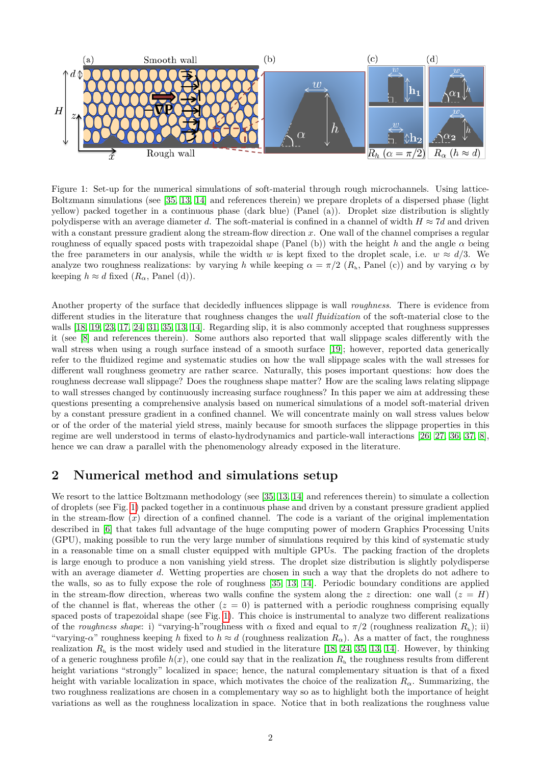Figure 1: Set-up for the numerical simulations of soft-material through rough microchannels. Using lattice-Boltzmann simulations (see [35, 13, 14] and references therein) we prepare droplets of a dispersed phase (light yellow) packed together in a continuous phase (dark blue) (Panel (a)). Droplet size distribution is slightly polydisperse with an average diameter $d$. The soft-material is confined in a channel of width $H \approx 7d$ and driven with a constant pressure gradient along the stream-flow direction $x$. One wall of the channel comprises a regular roughness of equally spaced posts with trapezoidal shape (Panel (b)) with the height $h$ and the angle $\alpha$ being the free parameters in our analysis, while the width $w$ is kept fixed to the droplet scale, i.e. $w \approx d/3$. We analyze two roughness realizations: by varying $h$ while keeping $\alpha = \pi/2$ ($R_h$, Panel (c)) and by varying $\alpha$ by keeping $h \approx d$ fixed ($R_\alpha$, Panel (d)).

Another property of the surface that decidedly influences slippage is wall *roughness*. There is evidence from different studies in the literature that roughness changes the *wall fluidization* of the soft-material close to the walls [18, 19, 23, 17, 24, 31, 35, 13, 14]. Regarding slip, it is also commonly accepted that roughness suppresses it (see [8] and references therein). Some authors also reported that wall slippage scales differently with the wall stress when using a rough surface instead of a smooth surface [19]; however, reported data generically refer to the fluidized regime and systematic studies on how the wall slippage scales with the wall stresses for different wall roughness geometry are rather scarce. Naturally, this poses important questions: how does the roughness decrease wall slippage? Does the roughness shape matter? How are the scaling laws relating slippage to wall stresses changed by continuously increasing surface roughness? In this paper we aim at addressing these questions presenting a comprehensive analysis based on numerical simulations of a model soft-material driven by a constant pressure gradient in a confined channel. We will concentrate mainly on wall stress values below or of the order of the material yield stress, mainly because for smooth surfaces the slippage properties in this regime are well understood in terms of elasto-hydrodynamics and particle-wall interactions [26, 27, 36, 37, 8], hence we can draw a parallel with the phenomenology already exposed in the literature.

## 2 Numerical method and simulations setup

We resort to the lattice Boltzmann methodology (see [35, 13, 14] and references therein) to simulate a collection of droplets (see Fig. 1) packed together in a continuous phase and driven by a constant pressure gradient applied in the stream-flow ($x$) direction of a confined channel. The code is a variant of the original implementation described in [6] that takes full advantage of the huge computing power of modern Graphics Processing Units (GPU), making possible to run the very large number of simulations required by this kind of systematic study in a reasonable time on a small cluster equipped with multiple GPUs. The packing fraction of the droplets is large enough to produce a non vanishing yield stress. The droplet size distribution is slightly polydisperse with an average diameter $d$. Wetting properties are chosen in such a way that the droplets do not adhere to the walls, so as to fully expose the role of roughness [35, 13, 14]. Periodic boundary conditions are applied in the stream-flow direction, whereas two walls confine the system along the $z$ direction: one wall ($z = H$) of the channel is flat, whereas the other ($z = 0$) is patterned with a periodic roughness comprising equally spaced posts of trapezoidal shape (see Fig. 1). This choice is instrumental to analyze two different realizations of the *roughness shape*: i) "varying-h"roughness with $\alpha$ fixed and equal to $\pi/2$ (roughness realization $R_h$); ii) "varying-$\alpha$" roughness keeping $h$ fixed to $h \approx d$ (roughness realization $R_\alpha$). As a matter of fact, the roughness realization $R_h$ is the most widely used and studied in the literature [18, 24, 35, 13, 14]. However, by thinking of a generic roughness profile $h(x)$, one could say that in the realization $R_h$ the roughness results from different height variations "strongly" localized in space; hence, the natural complementary situation is that of a fixed height with variable localization in space, which motivates the choice of the realization $R_\alpha$. Summarizing, the two roughness realizations are chosen in a complementary way so as to highlight both the importance of height variations as well as the roughness localization in space. Notice that in both realizations the roughness value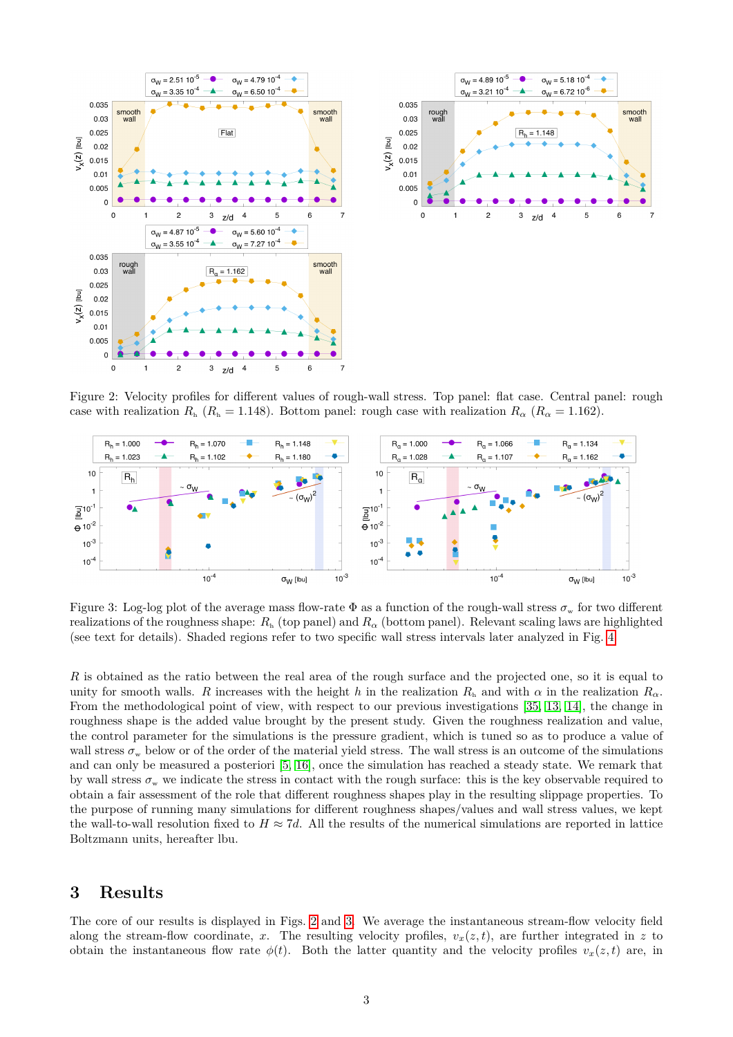Figure 2: Velocity profiles for different values of rough-wall stress. Top panel: flat case. Central panel: rough case with realization $R_h$ ($R_h = 1.148$). Bottom panel: rough case with realization $R_\alpha$ ($R_\alpha = 1.162$).

Figure 3: Log-log plot of the average mass flow-rate $\Phi$ as a function of the rough-wall stress $\sigma_w$ for two different realizations of the roughness shape: $R_h$ (top panel) and $R_\alpha$ (bottom panel). Relevant scaling laws are highlighted (see text for details). Shaded regions refer to two specific wall stress intervals later analyzed in Fig. 4.

$R$ is obtained as the ratio between the real area of the rough surface and the projected one, so it is equal to unity for smooth walls. $R$ increases with the height $h$ in the realization $R_h$ and with $\alpha$ in the realization $R_\alpha$. From the methodological point of view, with respect to our previous investigations [35, 13, 14], the change in roughness shape is the added value brought by the present study. Given the roughness realization and value, the control parameter for the simulations is the pressure gradient, which is tuned so as to produce a value of wall stress $\sigma_w$ below or of the order of the material yield stress. The wall stress is an outcome of the simulations and can only be measured a posteriori [5, 16], once the simulation has reached a steady state. We remark that by wall stress $\sigma_w$ we indicate the stress in contact with the rough surface: this is the key observable required to obtain a fair assessment of the role that different roughness shapes play in the resulting slippage properties. To the purpose of running many simulations for different roughness shapes/values and wall stress values, we kept the wall-to-wall resolution fixed to $H \approx 7d$. All the results of the numerical simulations are reported in lattice Boltzmann units, hereafter lbu.

## 3 Results

The core of our results is displayed in Figs. 2 and 3. We average the instantaneous stream-flow velocity field along the stream-flow coordinate, $x$. The resulting velocity profiles, $v_x(z,t)$, are further integrated in $z$ to obtain the instantaneous flow rate $\phi(t)$. Both the latter quantity and the velocity profiles $v_x(z,t)$ are, in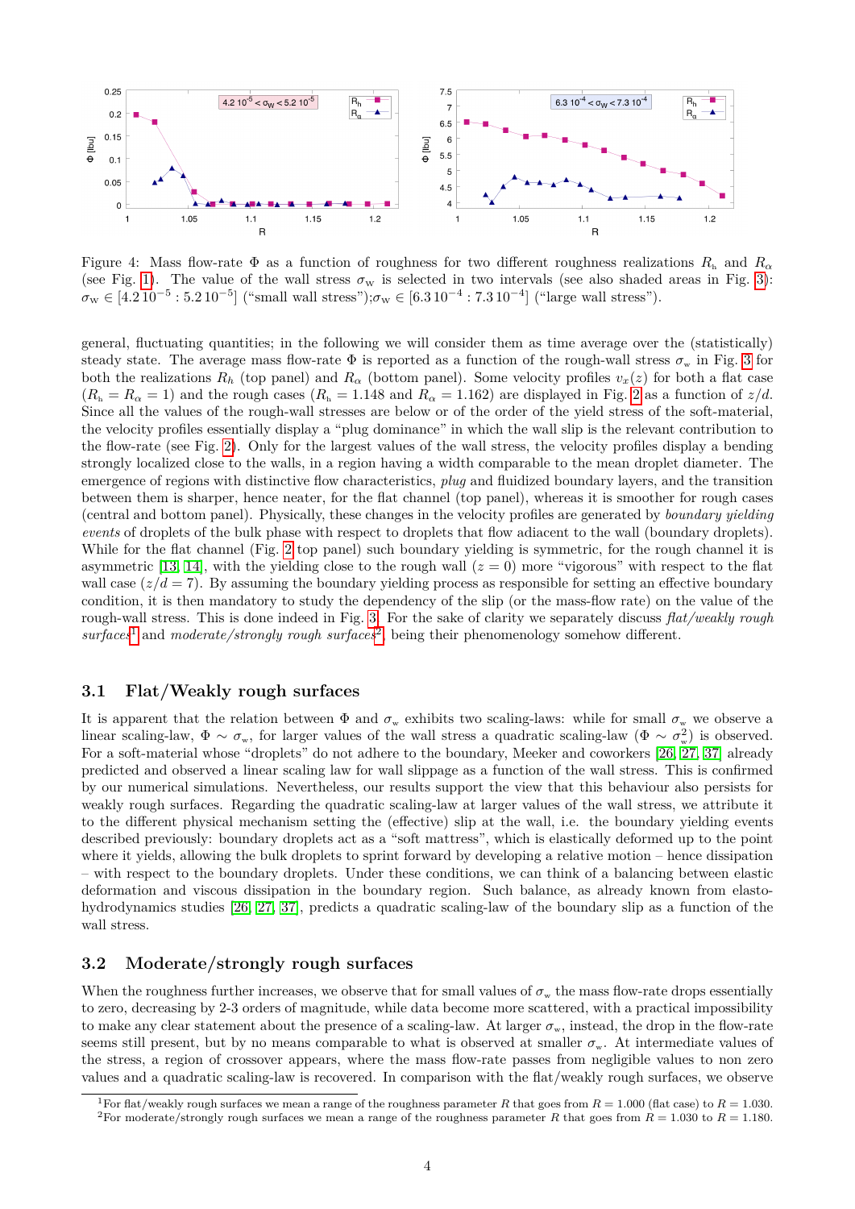Figure 4: Mass flow-rate $\Phi$ as a function of roughness for two different roughness realizations $R_h$ and $R_\alpha$ (see Fig. 1). The value of the wall stress $\sigma_W$ is selected in two intervals (see also shaded areas in Fig. 3): $\sigma_W \in [4.2\,10^{-5} : 5.2\,10^{-5}]$ ("small wall stress");$\sigma_W \in [6.3\,10^{-4} : 7.3\,10^{-4}]$ ("large wall stress").

general, fluctuating quantities; in the following we will consider them as time average over the (statistically) steady state. The average mass flow-rate $\Phi$ is reported as a function of the rough-wall stress $\sigma_w$ in Fig. 3 for both the realizations $R_h$ (top panel) and $R_\alpha$ (bottom panel). Some velocity profiles $v_x(z)$ for both a flat case ($R_h = R_\alpha = 1$) and the rough cases ($R_h = 1.148$ and $R_\alpha = 1.162$) are displayed in Fig. 2 as a function of $z/d$. Since all the values of the rough-wall stresses are below or of the order of the yield stress of the soft-material, the velocity profiles essentially display a "plug dominance" in which the wall slip is the relevant contribution to the flow-rate (see Fig. 2). Only for the largest values of the wall stress, the velocity profiles display a bending strongly localized close to the walls, in a region having a width comparable to the mean droplet diameter. The emergence of regions with distinctive flow characteristics, *plug* and fluidized boundary layers, and the transition between them is sharper, hence neater, for the flat channel (top panel), whereas it is smoother for rough cases (central and bottom panel). Physically, these changes in the velocity profiles are generated by *boundary yielding events* of droplets of the bulk phase with respect to droplets that flow adiacent to the wall (boundary droplets). While for the flat channel (Fig. 2 top panel) such boundary yielding is symmetric, for the rough channel it is asymmetric [13, 14], with the yielding close to the rough wall ($z = 0$) more "vigorous" with respect to the flat wall case ($z/d = 7$). By assuming the boundary yielding process as responsible for setting an effective boundary condition, it is then mandatory to study the dependency of the slip (or the mass-flow rate) on the value of the rough-wall stress. This is done indeed in Fig. 3. For the sake of clarity we separately discuss *flat/weakly rough surfaces*[1] and *moderate/strongly rough surfaces*[2], being their phenomenology somehow different.

## 3.1 Flat/Weakly rough surfaces

It is apparent that the relation between $\Phi$ and $\sigma_w$ exhibits two scaling-laws: while for small $\sigma_w$ we observe a linear scaling-law, $\Phi \sim \sigma_w$, for larger values of the wall stress a quadratic scaling-law ($\Phi \sim \sigma_w^2$) is observed. For a soft-material whose "droplets" do not adhere to the boundary, Meeker and coworkers [26, 27, 37] already predicted and observed a linear scaling law for wall slippage as a function of the wall stress. This is confirmed by our numerical simulations. Nevertheless, our results support the view that this behaviour also persists for weakly rough surfaces. Regarding the quadratic scaling-law at larger values of the wall stress, we attribute it to the different physical mechanism setting the (effective) slip at the wall, i.e. the boundary yielding events described previously: boundary droplets act as a "soft mattress", which is elastically deformed up to the point where it yields, allowing the bulk droplets to sprint forward by developing a relative motion – hence dissipation – with respect to the boundary droplets. Under these conditions, we can think of a balancing between elastic deformation and viscous dissipation in the boundary region. Such balance, as already known from elasto-hydrodynamics studies [26, 27, 37], predicts a quadratic scaling-law of the boundary slip as a function of the wall stress.

## 3.2 Moderate/strongly rough surfaces

When the roughness further increases, we observe that for small values of $\sigma_w$ the mass flow-rate drops essentially to zero, decreasing by 2-3 orders of magnitude, while data become more scattered, with a practical impossibility to make any clear statement about the presence of a scaling-law. At larger $\sigma_w$, instead, the drop in the flow-rate seems still present, but by no means comparable to what is observed at smaller $\sigma_w$. At intermediate values of the stress, a region of crossover appears, where the mass flow-rate passes from negligible values to non zero values and a quadratic scaling-law is recovered. In comparison with the flat/weakly rough surfaces, we observe

[1] For flat/weakly rough surfaces we mean a range of the roughness parameter $R$ that goes from $R = 1.000$ (flat case) to $R = 1.030$.

[2] For moderate/strongly rough surfaces we mean a range of the roughness parameter $R$ that goes from $R = 1.030$ to $R = 1.180$.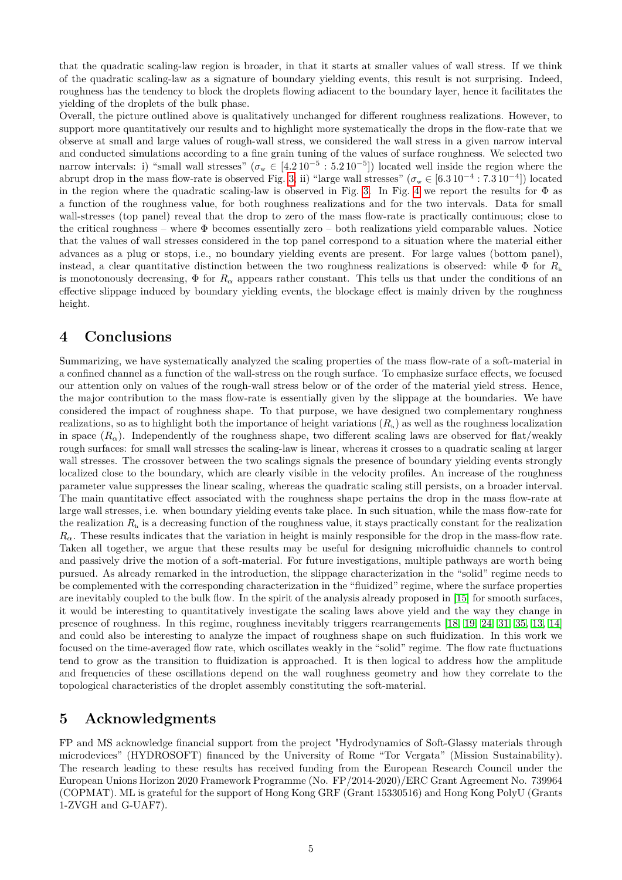that the quadratic scaling-law region is broader, in that it starts at smaller values of wall stress. If we think of the quadratic scaling-law as a signature of boundary yielding events, this result is not surprising. Indeed, roughness has the tendency to block the droplets flowing adiacent to the boundary layer, hence it facilitates the yielding of the droplets of the bulk phase.

Overall, the picture outlined above is qualitatively unchanged for different roughness realizations. However, to support more quantitatively our results and to highlight more systematically the drops in the flow-rate that we observe at small and large values of rough-wall stress, we considered the wall stress in a given narrow interval and conducted simulations according to a fine grain tuning of the values of surface roughness. We selected two narrow intervals: i) "small wall stresses" ($\sigma_{w} \in [4.2\,10^{-5} : 5.2\,10^{-5}]$) located well inside the region where the abrupt drop in the mass flow-rate is observed Fig. 3; ii) "large wall stresses" ($\sigma_{w} \in [6.3\,10^{-4} : 7.3\,10^{-4}]$) located in the region where the quadratic scaling-law is observed in Fig. 3. In Fig. 4 we report the results for $\Phi$ as a function of the roughness value, for both roughness realizations and for the two intervals. Data for small wall-stresses (top panel) reveal that the drop to zero of the mass flow-rate is practically continuous; close to the critical roughness – where $\Phi$ becomes essentially zero – both realizations yield comparable values. Notice that the values of wall stresses considered in the top panel correspond to a situation where the material either advances as a plug or stops, i.e., no boundary yielding events are present. For large values (bottom panel), instead, a clear quantitative distinction between the two roughness realizations is observed: while $\Phi$ for $R_{h}$ is monotonously decreasing, $\Phi$ for $R_{\alpha}$ appears rather constant. This tells us that under the conditions of an effective slippage induced by boundary yielding events, the blockage effect is mainly driven by the roughness height.

# 4 Conclusions

Summarizing, we have systematically analyzed the scaling properties of the mass flow-rate of a soft-material in a confined channel as a function of the wall-stress on the rough surface. To emphasize surface effects, we focused our attention only on values of the rough-wall stress below or of the order of the material yield stress. Hence, the major contribution to the mass flow-rate is essentially given by the slippage at the boundaries. We have considered the impact of roughness shape. To that purpose, we have designed two complementary roughness realizations, so as to highlight both the importance of height variations ($R_{h}$) as well as the roughness localization in space ($R_{\alpha}$). Independently of the roughness shape, two different scaling laws are observed for flat/weakly rough surfaces: for small wall stresses the scaling-law is linear, whereas it crosses to a quadratic scaling at larger wall stresses. The crossover between the two scalings signals the presence of boundary yielding events strongly localized close to the boundary, which are clearly visible in the velocity profiles. An increase of the roughness parameter value suppresses the linear scaling, whereas the quadratic scaling still persists, on a broader interval. The main quantitative effect associated with the roughness shape pertains the drop in the mass flow-rate at large wall stresses, i.e. when boundary yielding events take place. In such situation, while the mass flow-rate for the realization $R_{h}$ is a decreasing function of the roughness value, it stays practically constant for the realization $R_{\alpha}$. These results indicates that the variation in height is mainly responsible for the drop in the mass-flow rate. Taken all together, we argue that these results may be useful for designing microfluidic channels to control and passively drive the motion of a soft-material. For future investigations, multiple pathways are worth being pursued. As already remarked in the introduction, the slippage characterization in the "solid" regime needs to be complemented with the corresponding characterization in the "fluidized" regime, where the surface properties are inevitably coupled to the bulk flow. In the spirit of the analysis already proposed in [15] for smooth surfaces, it would be interesting to quantitatively investigate the scaling laws above yield and the way they change in presence of roughness. In this regime, roughness inevitably triggers rearrangements [18, 19, 24, 31, 35, 13, 14] and could also be interesting to analyze the impact of roughness shape on such fluidization. In this work we focused on the time-averaged flow rate, which oscillates weakly in the "solid" regime. The flow rate fluctuations tend to grow as the transition to fluidization is approached. It is then logical to address how the amplitude and frequencies of these oscillations depend on the wall roughness geometry and how they correlate to the topological characteristics of the droplet assembly constituting the soft-material.

# 5 Acknowledgments

FP and MS acknowledge financial support from the project "Hydrodynamics of Soft-Glassy materials through microdevices" (HYDROSOFT) financed by the University of Rome "Tor Vergata" (Mission Sustainability). The research leading to these results has received funding from the European Research Council under the European Unions Horizon 2020 Framework Programme (No. FP/2014-2020)/ERC Grant Agreement No. 739964 (COPMAT). ML is grateful for the support of Hong Kong GRF (Grant 15330516) and Hong Kong PolyU (Grants 1-ZVGH and G-UAF7).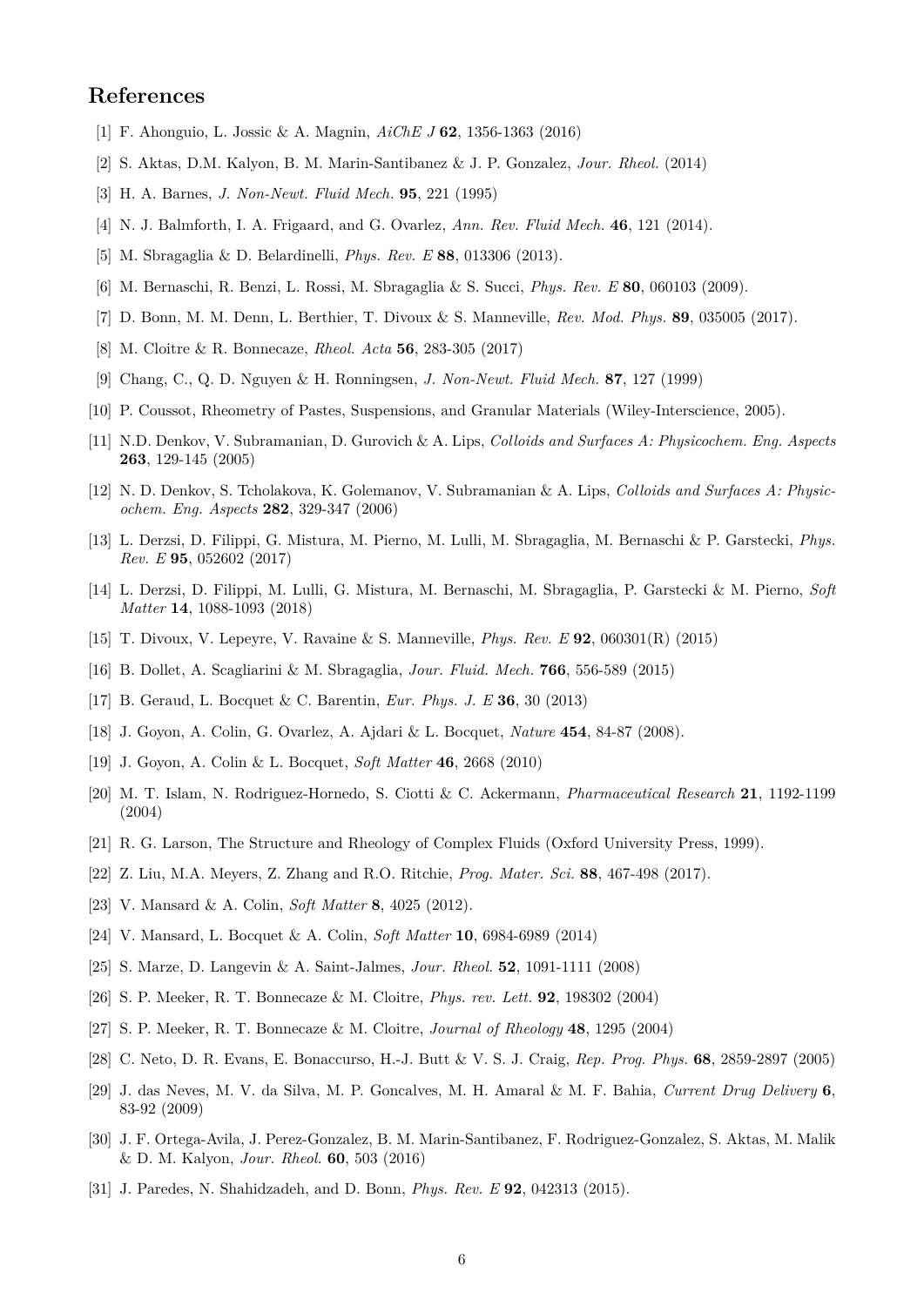## References

[1] F. Ahonguio, L. Jossic & A. Magnin, *AiChE J* **62**, 1356-1363 (2016)

[2] S. Aktas, D.M. Kalyon, B. M. Marin-Santibanez & J. P. Gonzalez, *Jour. Rheol.* (2014)

[3] H. A. Barnes, *J. Non-Newt. Fluid Mech.* **95**, 221 (1995)

[4] N. J. Balmforth, I. A. Frigaard, and G. Ovarlez, *Ann. Rev. Fluid Mech.* **46**, 121 (2014).

[5] M. Sbragaglia & D. Belardinelli, *Phys. Rev. E* **88**, 013306 (2013).

[6] M. Bernaschi, R. Benzi, L. Rossi, M. Sbragaglia & S. Succi, *Phys. Rev. E* **80**, 060103 (2009).

[7] D. Bonn, M. M. Denn, L. Berthier, T. Divoux & S. Manneville, *Rev. Mod. Phys.* **89**, 035005 (2017).

[8] M. Cloitre & R. Bonnecaze, *Rheol. Acta* **56**, 283-305 (2017)

[9] Chang, C., Q. D. Nguyen & H. Ronningsen, *J. Non-Newt. Fluid Mech.* **87**, 127 (1999)

[10] P. Coussot, Rheometry of Pastes, Suspensions, and Granular Materials (Wiley-Interscience, 2005).

[11] N.D. Denkov, V. Subramanian, D. Gurovich & A. Lips, *Colloids and Surfaces A: Physicochem. Eng. Aspects* **263**, 129-145 (2005)

[12] N. D. Denkov, S. Tcholakova, K. Golemanov, V. Subramanian & A. Lips, *Colloids and Surfaces A: Physicochem. Eng. Aspects* **282**, 329-347 (2006)

[13] L. Derzsi, D. Filippi, G. Mistura, M. Pierno, M. Lulli, M. Sbragaglia, M. Bernaschi & P. Garstecki, *Phys. Rev. E* **95**, 052602 (2017)

[14] L. Derzsi, D. Filippi, M. Lulli, G. Mistura, M. Bernaschi, M. Sbragaglia, P. Garstecki & M. Pierno, *Soft Matter* **14**, 1088-1093 (2018)

[15] T. Divoux, V. Lepeyre, V. Ravaine & S. Manneville, *Phys. Rev. E* **92**, 060301(R) (2015)

[16] B. Dollet, A. Scagliarini & M. Sbragaglia, *Jour. Fluid. Mech.* **766**, 556-589 (2015)

[17] B. Geraud, L. Bocquet & C. Barentin, *Eur. Phys. J. E* **36**, 30 (2013)

[18] J. Goyon, A. Colin, G. Ovarlez, A. Ajdari & L. Bocquet, *Nature* **454**, 84-87 (2008).

[19] J. Goyon, A. Colin & L. Bocquet, *Soft Matter* **46**, 2668 (2010)

[20] M. T. Islam, N. Rodriguez-Hornedo, S. Ciotti & C. Ackermann, *Pharmaceutical Research* **21**, 1192-1199 (2004)

[21] R. G. Larson, The Structure and Rheology of Complex Fluids (Oxford University Press, 1999).

[22] Z. Liu, M.A. Meyers, Z. Zhang and R.O. Ritchie, *Prog. Mater. Sci.* **88**, 467-498 (2017).

[23] V. Mansard & A. Colin, *Soft Matter* **8**, 4025 (2012).

[24] V. Mansard, L. Bocquet & A. Colin, *Soft Matter* **10**, 6984-6989 (2014)

[25] S. Marze, D. Langevin & A. Saint-Jalmes, *Jour. Rheol.* **52**, 1091-1111 (2008)

[26] S. P. Meeker, R. T. Bonnecaze & M. Cloitre, *Phys. rev. Lett.* **92**, 198302 (2004)

[27] S. P. Meeker, R. T. Bonnecaze & M. Cloitre, *Journal of Rheology* **48**, 1295 (2004)

[28] C. Neto, D. R. Evans, E. Bonaccurso, H.-J. Butt & V. S. J. Craig, *Rep. Prog. Phys.* **68**, 2859-2897 (2005)

[29] J. das Neves, M. V. da Silva, M. P. Goncalves, M. H. Amaral & M. F. Bahia, *Current Drug Delivery* **6**, 83-92 (2009)

[30] J. F. Ortega-Avila, J. Perez-Gonzalez, B. M. Marin-Santibanez, F. Rodriguez-Gonzalez, S. Aktas, M. Malik & D. M. Kalyon, *Jour. Rheol.* **60**, 503 (2016)

[31] J. Paredes, N. Shahidzadeh, and D. Bonn, *Phys. Rev. E* **92**, 042313 (2015).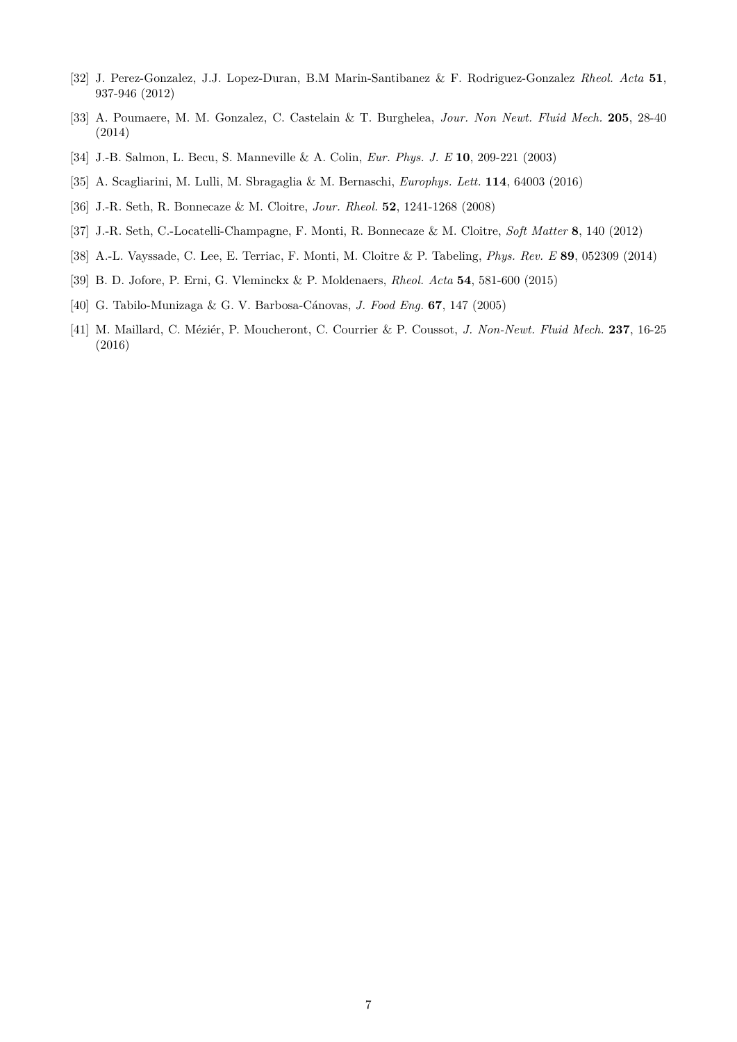[32] J. Perez-Gonzalez, J.J. Lopez-Duran, B.M Marin-Santibanez & F. Rodriguez-Gonzalez *Rheol. Acta* **51**, 937-946 (2012)

[33] A. Poumaere, M. M. Gonzalez, C. Castelain & T. Burghelea, *Jour. Non Newt. Fluid Mech.* **205**, 28-40 (2014)

[34] J.-B. Salmon, L. Becu, S. Manneville & A. Colin, *Eur. Phys. J. E* **10**, 209-221 (2003)

[35] A. Scagliarini, M. Lulli, M. Sbragaglia & M. Bernaschi, *Europhys. Lett.* **114**, 64003 (2016)

[36] J.-R. Seth, R. Bonnecaze & M. Cloitre, *Jour. Rheol.* **52**, 1241-1268 (2008)

[37] J.-R. Seth, C.-Locatelli-Champagne, F. Monti, R. Bonnecaze & M. Cloitre, *Soft Matter* **8**, 140 (2012)

[38] A.-L. Vayssade, C. Lee, E. Terriac, F. Monti, M. Cloitre & P. Tabeling, *Phys. Rev. E* **89**, 052309 (2014)

[39] B. D. Jofore, P. Erni, G. Vleminckx & P. Moldenaers, *Rheol. Acta* **54**, 581-600 (2015)

[40] G. Tabilo-Munizaga & G. V. Barbosa-Cánovas, *J. Food Eng.* **67**, 147 (2005)

[41] M. Maillard, C. Méziér, P. Moucheront, C. Courrier & P. Coussot, *J. Non-Newt. Fluid Mech.* **237**, 16-25 (2016)